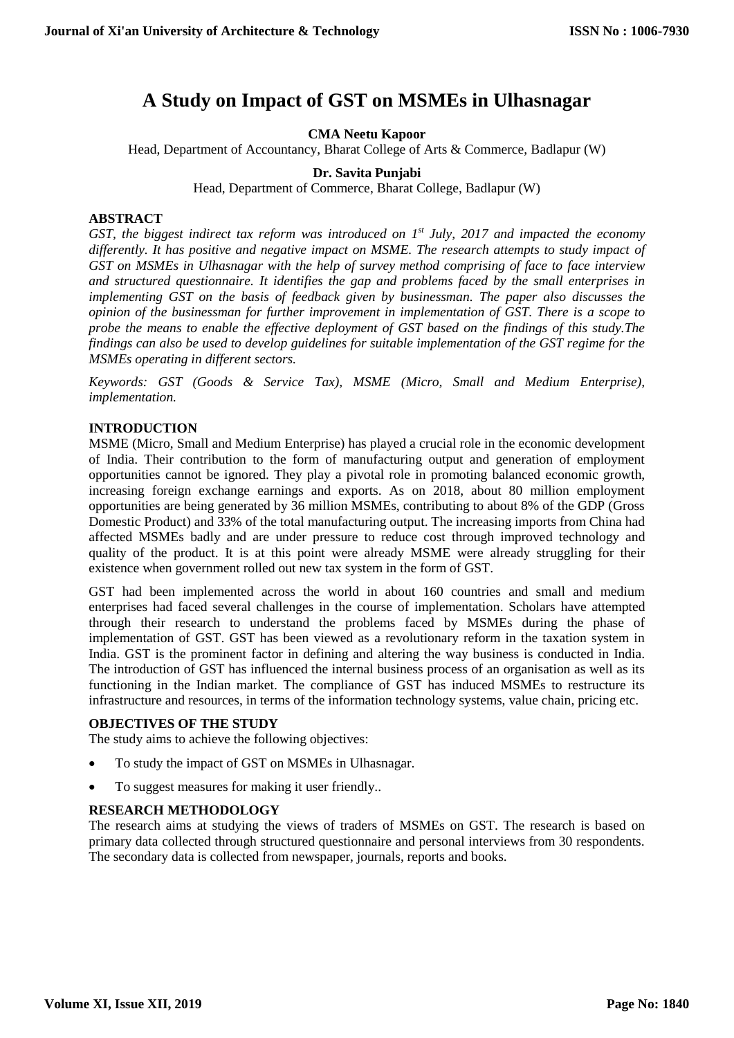# A Study on Impact of GST on MSMEs in Ulhasnagar

**CMA Neetu Kapoor**

Head, Department of Accountancy, Bharat College of Arts & Commerce, Badlapur (W)

**Dr. Savita Punjabi**

Head, Department of Commerce, Bharat College, Badlapur (W)

## ABSTRACT

*GST, the biggest indirect tax reform was introduced on 1st July, 2017 and impacted the economy differently. It has positive and negative impact on MSME. The research attempts to study impact of GST on MSMEs in Ulhasnagar with the help of survey method comprising of face to face interview and structured questionnaire. It identifies the gap and problems faced by the small enterprises in implementing GST on the basis of feedback given by businessman. The paper also discusses the opinion of the businessman for further improvement in implementation of GST. There is a scope to probe the means to enable the effective deployment of GST based on the findings of this study.The findings can also be used to develop guidelines for suitable implementation of the GST regime for the MSMEs operating in different sectors.*

*Keywords: GST (Goods & Service Tax), MSME (Micro, Small and Medium Enterprise), implementation.*

## INTRODUCTION

MSME (Micro, Small and Medium Enterprise) has played a crucial role in the economic development of India. Their contribution to the form of manufacturing output and generation of employment opportunities cannot be ignored. They play a pivotal role in promoting balanced economic growth, increasing foreign exchange earnings and exports. As on 2018, about 80 million employment opportunities are being generated by 36 million MSMEs, contributing to about 8% of the GDP (Gross Domestic Product) and 33% of the total manufacturing output. The increasing imports from China had affected MSMEs badly and are under pressure to reduce cost through improved technology and quality of the product. It is at this point were already MSME were already struggling for their existence when government rolled out new tax system in the form of GST.

GST had been implemented across the world in about 160 countries and small and medium enterprises had faced several challenges in the course of implementation. Scholars have attempted through their research to understand the problems faced by MSMEs during the phase of implementation of GST. GST has been viewed as a revolutionary reform in the taxation system in India. GST is the prominent factor in defining and altering the way business is conducted in India. The introduction of GST has influenced the internal business process of an organisation as well as its functioning in the Indian market. The compliance of GST has induced MSMEs to restructure its infrastructure and resources, in terms of the information technology systems, value chain, pricing etc.

## OBJECTIVES OF THE STUDY

The study aims to achieve the following objectives:

- To study the impact of GST on MSMEs in Ulhasnagar.
- To suggest measures for making it user friendly..

## RESEARCH METHODOLOGY

The research aims at studying the views of traders of MSMEs on GST. The research is based on primary data collected through structured questionnaire and personal interviews from 30 respondents. The secondary data is collected from newspaper, journals, reports and books.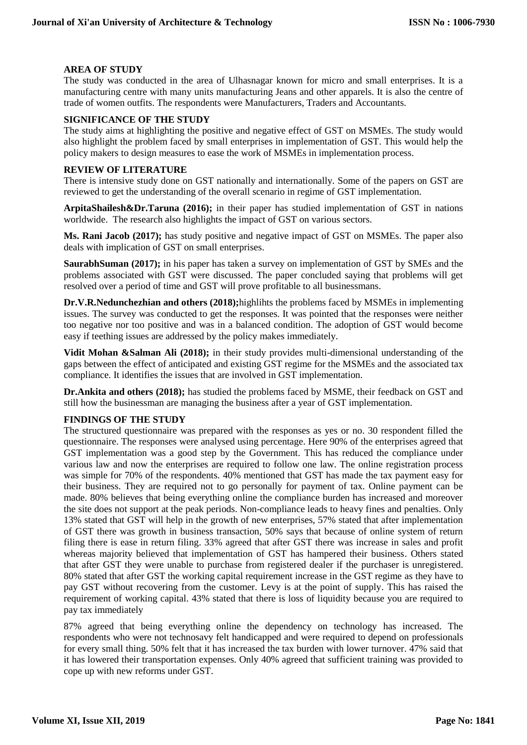## AREA OF STUDY

The study was conducted in the area of Ulhasnagar known for micro and small enterprises. It is a manufacturing centre with many units manufacturing Jeans and other apparels. It is also the centre of trade of women outfits. The respondents were Manufacturers, Traders and Accountants.

## SIGNIFICANCE OF THE STUDY

The study aims at highlighting the positive and negative effect of GST on MSMEs. The study would also highlight the problem faced by small enterprises in implementation of GST. This would help the policy makers to design measures to ease the work of MSMEs in implementation process.

## REVIEW OF LITERATURE

There is intensive study done on GST nationally and internationally. Some of the papers on GST are reviewed to get the understanding of the overall scenario in regime of GST implementation.

**ArpitaShailesh&Dr.Taruna (2016);** in their paper has studied implementation of GST in nations worldwide. The research also highlights the impact of GST on various sectors.

**Ms. Rani Jacob (2017);** has study positive and negative impact of GST on MSMEs. The paper also deals with implication of GST on small enterprises.

**SaurabhSuman (2017);** in his paper has taken a survey on implementation of GST by SMEs and the problems associated with GST were discussed. The paper concluded saying that problems will get resolved over a period of time and GST will prove profitable to all businessmans.

**Dr.V.R.Nedunchezhian and others (2018);**highlihts the problems faced by MSMEs in implementing issues. The survey was conducted to get the responses. It was pointed that the responses were neither too negative nor too positive and was in a balanced condition. The adoption of GST would become easy if teething issues are addressed by the policy makes immediately.

**Vidit Mohan &Salman Ali (2018);** in their study provides multi-dimensional understanding of the gaps between the effect of anticipated and existing GST regime for the MSMEs and the associated tax compliance. It identifies the issues that are involved in GST implementation.

**Dr.Ankita and others (2018);** has studied the problems faced by MSME, their feedback on GST and still how the businessman are managing the business after a year of GST implementation.

## FINDINGS OF THE STUDY

The structured questionnaire was prepared with the responses as yes or no. 30 respondent filled the questionnaire. The responses were analysed using percentage. Here 90% of the enterprises agreed that GST implementation was a good step by the Government. This has reduced the compliance under various law and now the enterprises are required to follow one law. The online registration process was simple for 70% of the respondents. 40% mentioned that GST has made the tax payment easy for their business. They are required not to go personally for payment of tax. Online payment can be made. 80% believes that being everything online the compliance burden has increased and moreover the site does not support at the peak periods. Non-compliance leads to heavy fines and penalties. Only 13% stated that GST will help in the growth of new enterprises, 57% stated that after implementation of GST there was growth in business transaction, 50% says that because of online system of return filing there is ease in return filing. 33% agreed that after GST there was increase in sales and profit whereas majority believed that implementation of GST has hampered their business. Others stated that after GST they were unable to purchase from registered dealer if the purchaser is unregistered. 80% stated that after GST the working capital requirement increase in the GST regime as they have to pay GST without recovering from the customer. Levy is at the point of supply. This has raised the requirement of working capital. 43% stated that there is loss of liquidity because you are required to pay tax immediately

87% agreed that being everything online the dependency on technology has increased. The respondents who were not technosavy felt handicapped and were required to depend on professionals for every small thing. 50% felt that it has increased the tax burden with lower turnover. 47% said that it has lowered their transportation expenses. Only 40% agreed that sufficient training was provided to cope up with new reforms under GST.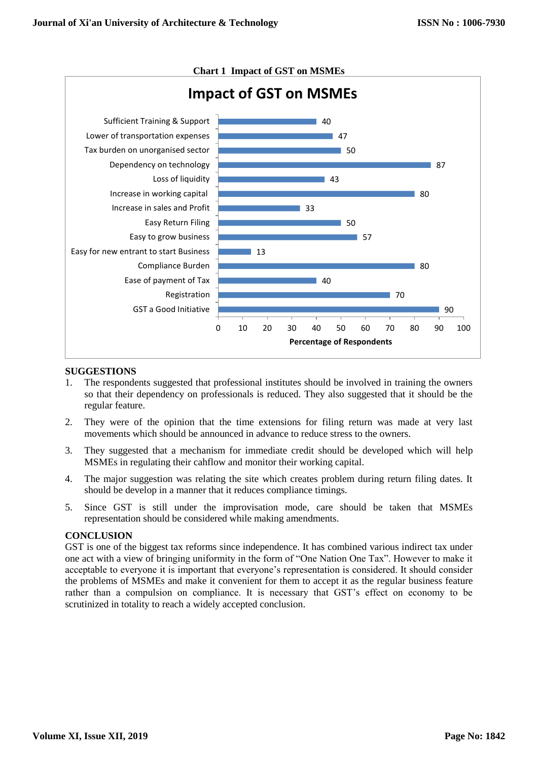**Chart 1 Impact of GST on MSMEs**

| Impact of GST on MSMEs | Percentage of Respondents |
|---|---|
| Sufficient Training & Support | 40 |
| Lower of transportation expenses | 47 |
| Tax burden on unorganised sector | 50 |
| Dependency on technology | 87 |
| Loss of liquidity | 43 |
| Increase in working capital | 80 |
| Increase in sales and Profit | 33 |
| Easy Return Filing | 50 |
| Easy to grow business | 57 |
| Easy for new entrant to start Business | 13 |
| Compliance Burden | 80 |
| Ease of payment of Tax | 40 |
| Registration | 70 |
| GST a Good Initiative | 90 |

## SUGGESTIONS

1. The respondents suggested that professional institutes should be involved in training the owners so that their dependency on professionals is reduced. They also suggested that it should be the regular feature.
2. They were of the opinion that the time extensions for filing return was made at very last movements which should be announced in advance to reduce stress to the owners.
3. They suggested that a mechanism for immediate credit should be developed which will help MSMEs in regulating their cahflow and monitor their working capital.
4. The major suggestion was relating the site which creates problem during return filing dates. It should be develop in a manner that it reduces compliance timings.
5. Since GST is still under the improvisation mode, care should be taken that MSMEs representation should be considered while making amendments.

## CONCLUSION

GST is one of the biggest tax reforms since independence. It has combined various indirect tax under one act with a view of bringing uniformity in the form of "One Nation One Tax". However to make it acceptable to everyone it is important that everyone's representation is considered. It should consider the problems of MSMEs and make it convenient for them to accept it as the regular business feature rather than a compulsion on compliance. It is necessary that GST's effect on economy to be scrutinized in totality to reach a widely accepted conclusion.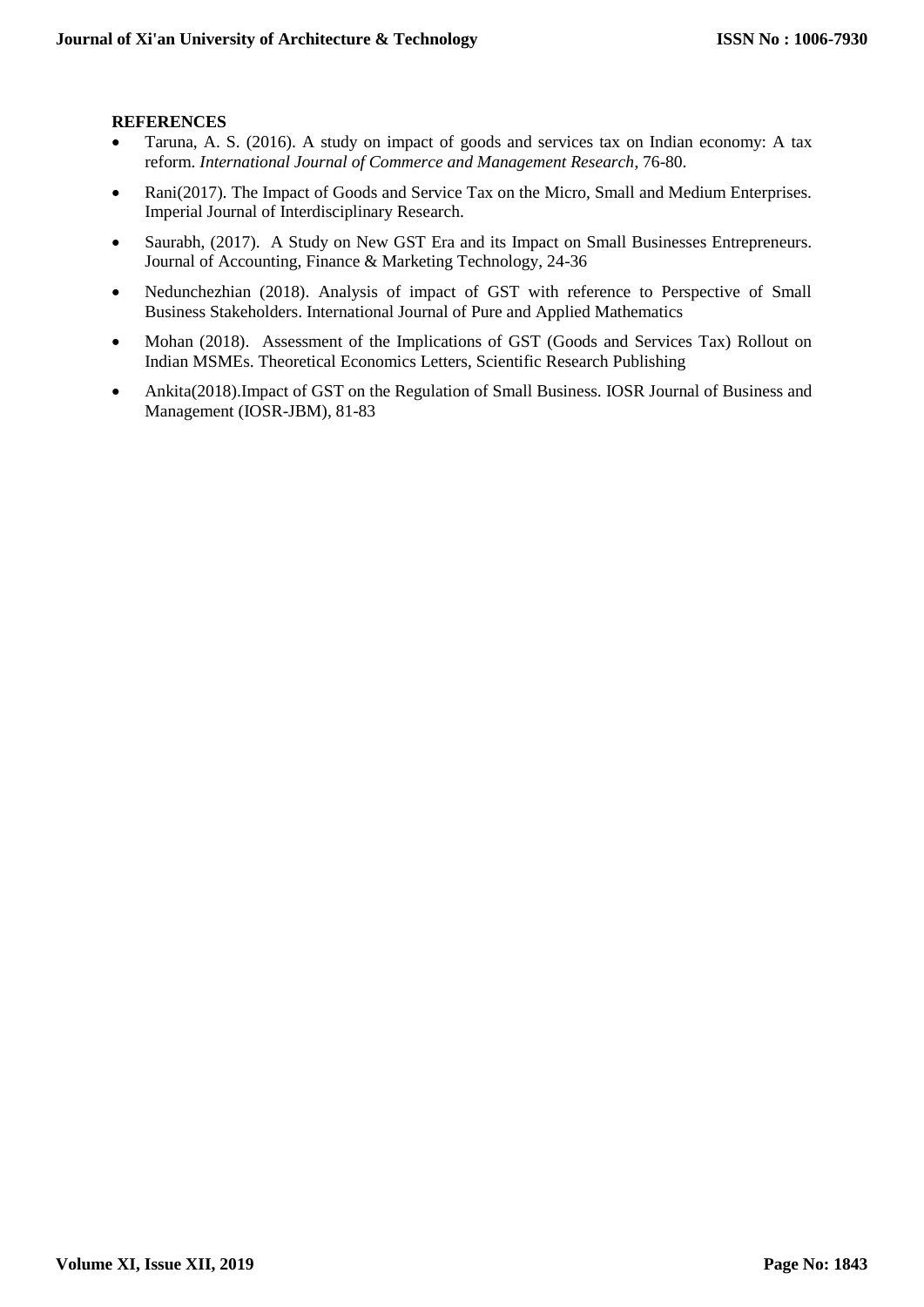**REFERENCES**

- Taruna, A. S. (2016). A study on impact of goods and services tax on Indian economy: A tax reform. *International Journal of Commerce and Management Research*, 76-80.
- Rani(2017). The Impact of Goods and Service Tax on the Micro, Small and Medium Enterprises. Imperial Journal of Interdisciplinary Research.
- Saurabh, (2017). A Study on New GST Era and its Impact on Small Businesses Entrepreneurs. Journal of Accounting, Finance & Marketing Technology, 24-36
- Nedunchezhian (2018). Analysis of impact of GST with reference to Perspective of Small Business Stakeholders. International Journal of Pure and Applied Mathematics
- Mohan (2018). Assessment of the Implications of GST (Goods and Services Tax) Rollout on Indian MSMEs. Theoretical Economics Letters, Scientific Research Publishing
- Ankita(2018).Impact of GST on the Regulation of Small Business. IOSR Journal of Business and Management (IOSR-JBM), 81-83